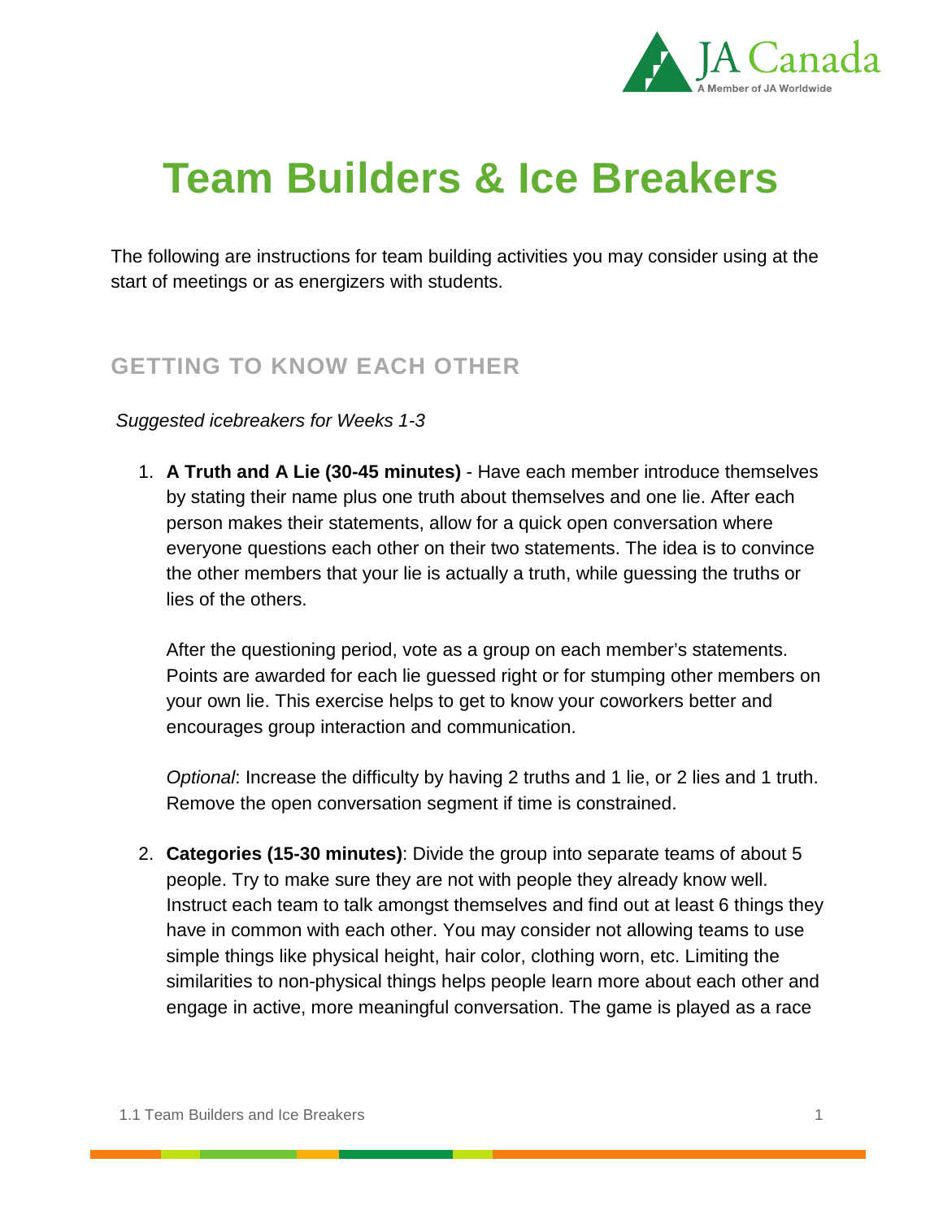# Team Builders & Ice Breakers

The following are instructions for team building activities you may consider using at the start of meetings or as energizers with students.

## GETTING TO KNOW EACH OTHER

*Suggested icebreakers for Weeks 1-3*

1. **A Truth and A Lie (30-45 minutes)** - Have each member introduce themselves by stating their name plus one truth about themselves and one lie. After each person makes their statements, allow for a quick open conversation where everyone questions each other on their two statements. The idea is to convince the other members that your lie is actually a truth, while guessing the truths or lies of the others.

   After the questioning period, vote as a group on each member's statements. Points are awarded for each lie guessed right or for stumping other members on your own lie. This exercise helps to get to know your coworkers better and encourages group interaction and communication.

   *Optional*: Increase the difficulty by having 2 truths and 1 lie, or 2 lies and 1 truth. Remove the open conversation segment if time is constrained.

2. **Categories (15-30 minutes)**: Divide the group into separate teams of about 5 people. Try to make sure they are not with people they already know well. Instruct each team to talk amongst themselves and find out at least 6 things they have in common with each other. You may consider not allowing teams to use simple things like physical height, hair color, clothing worn, etc. Limiting the similarities to non-physical things helps people learn more about each other and engage in active, more meaningful conversation. The game is played as a race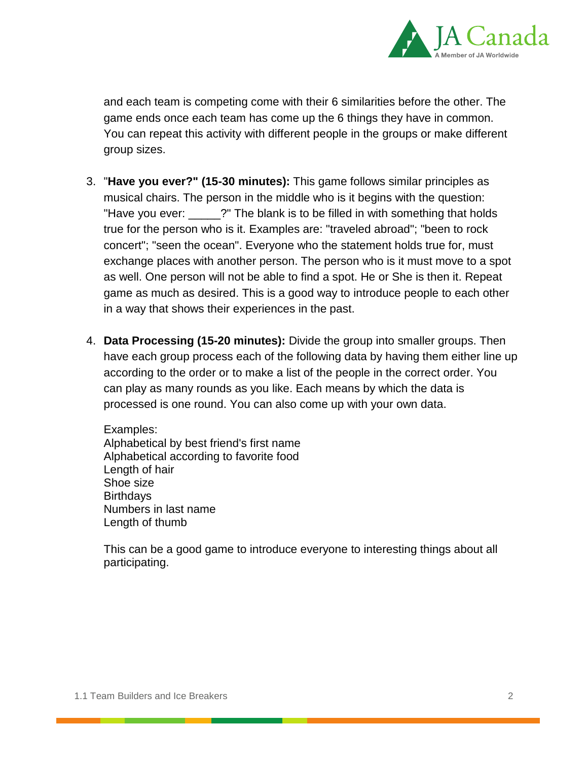and each team is competing come with their 6 similarities before the other. The game ends once each team has come up the 6 things they have in common. You can repeat this activity with different people in the groups or make different group sizes.

3. "**Have you ever?" (15-30 minutes):** This game follows similar principles as musical chairs. The person in the middle who is it begins with the question: "Have you ever: _____?" The blank is to be filled in with something that holds true for the person who is it. Examples are: "traveled abroad"; "been to rock concert"; "seen the ocean". Everyone who the statement holds true for, must exchange places with another person. The person who is it must move to a spot as well. One person will not be able to find a spot. He or She is then it. Repeat game as much as desired. This is a good way to introduce people to each other in a way that shows their experiences in the past.

4. **Data Processing (15-20 minutes):** Divide the group into smaller groups. Then have each group process each of the following data by having them either line up according to the order or to make a list of the people in the correct order. You can play as many rounds as you like. Each means by which the data is processed is one round. You can also come up with your own data.

   Examples:
   Alphabetical by best friend's first name
   Alphabetical according to favorite food
   Length of hair
   Shoe size
   Birthdays
   Numbers in last name
   Length of thumb

   This can be a good game to introduce everyone to interesting things about all participating.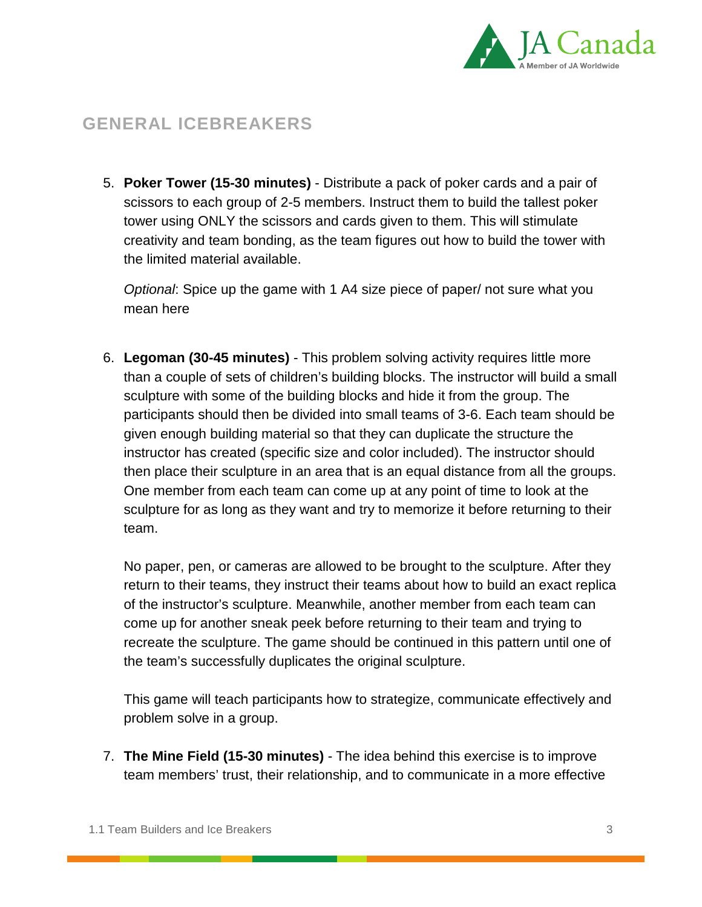## GENERAL ICEBREAKERS

5. **Poker Tower (15-30 minutes)** - Distribute a pack of poker cards and a pair of scissors to each group of 2-5 members. Instruct them to build the tallest poker tower using ONLY the scissors and cards given to them. This will stimulate creativity and team bonding, as the team figures out how to build the tower with the limited material available.

   *Optional*: Spice up the game with 1 A4 size piece of paper/ not sure what you mean here

6. **Legoman (30-45 minutes)** - This problem solving activity requires little more than a couple of sets of children's building blocks. The instructor will build a small sculpture with some of the building blocks and hide it from the group. The participants should then be divided into small teams of 3-6. Each team should be given enough building material so that they can duplicate the structure the instructor has created (specific size and color included). The instructor should then place their sculpture in an area that is an equal distance from all the groups. One member from each team can come up at any point of time to look at the sculpture for as long as they want and try to memorize it before returning to their team.

   No paper, pen, or cameras are allowed to be brought to the sculpture. After they return to their teams, they instruct their teams about how to build an exact replica of the instructor's sculpture. Meanwhile, another member from each team can come up for another sneak peek before returning to their team and trying to recreate the sculpture. The game should be continued in this pattern until one of the team's successfully duplicates the original sculpture.

   This game will teach participants how to strategize, communicate effectively and problem solve in a group.

7. **The Mine Field (15-30 minutes)** - The idea behind this exercise is to improve team members' trust, their relationship, and to communicate in a more effective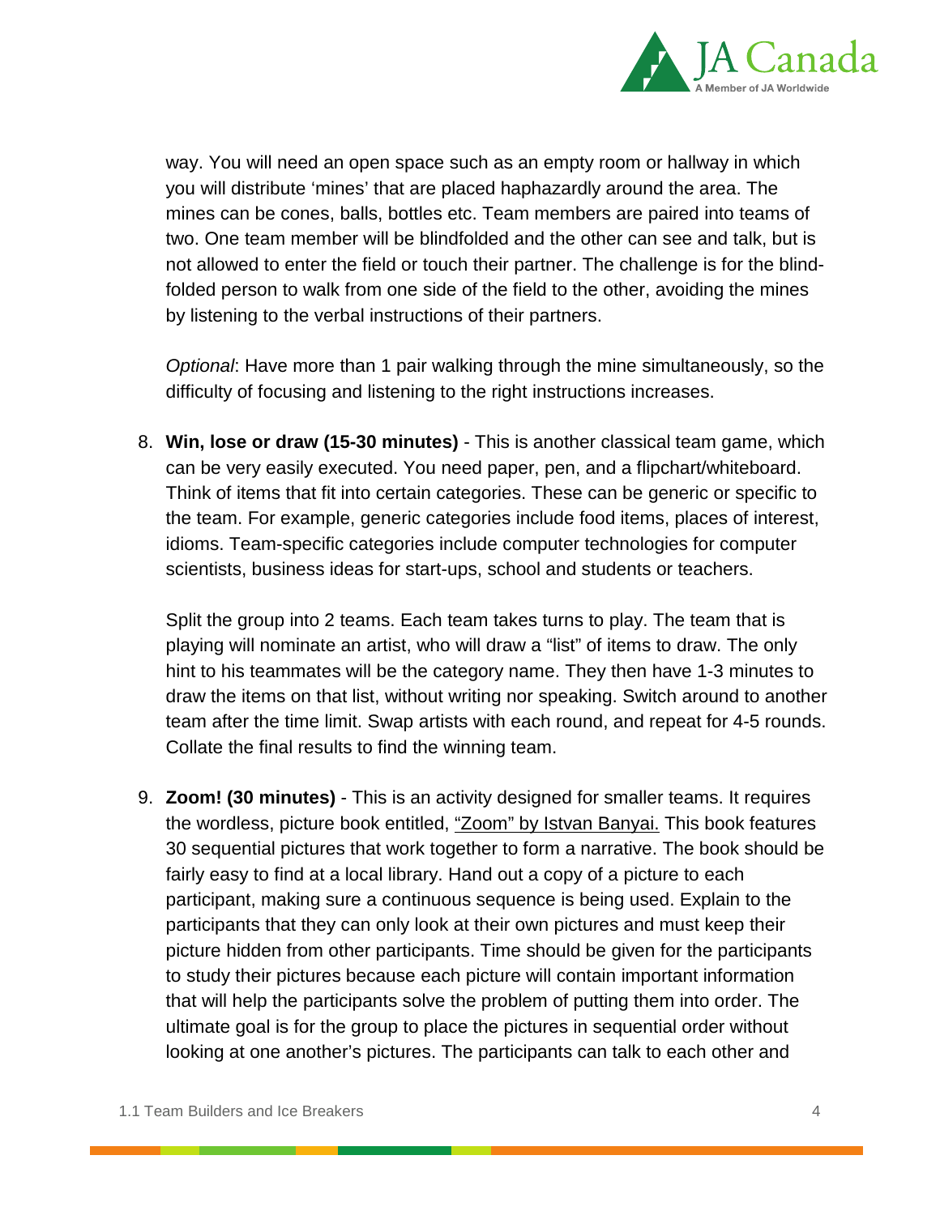way. You will need an open space such as an empty room or hallway in which you will distribute 'mines' that are placed haphazardly around the area. The mines can be cones, balls, bottles etc. Team members are paired into teams of two. One team member will be blindfolded and the other can see and talk, but is not allowed to enter the field or touch their partner. The challenge is for the blind-folded person to walk from one side of the field to the other, avoiding the mines by listening to the verbal instructions of their partners.

*Optional*: Have more than 1 pair walking through the mine simultaneously, so the difficulty of focusing and listening to the right instructions increases.

8. **Win, lose or draw (15-30 minutes)** - This is another classical team game, which can be very easily executed. You need paper, pen, and a flipchart/whiteboard. Think of items that fit into certain categories. These can be generic or specific to the team. For example, generic categories include food items, places of interest, idioms. Team-specific categories include computer technologies for computer scientists, business ideas for start-ups, school and students or teachers.

   Split the group into 2 teams. Each team takes turns to play. The team that is playing will nominate an artist, who will draw a "list" of items to draw. The only hint to his teammates will be the category name. They then have 1-3 minutes to draw the items on that list, without writing nor speaking. Switch around to another team after the time limit. Swap artists with each round, and repeat for 4-5 rounds. Collate the final results to find the winning team.

9. **Zoom! (30 minutes)** - This is an activity designed for smaller teams. It requires the wordless, picture book entitled, "Zoom" by Istvan Banyai. This book features 30 sequential pictures that work together to form a narrative. The book should be fairly easy to find at a local library. Hand out a copy of a picture to each participant, making sure a continuous sequence is being used. Explain to the participants that they can only look at their own pictures and must keep their picture hidden from other participants. Time should be given for the participants to study their pictures because each picture will contain important information that will help the participants solve the problem of putting them into order. The ultimate goal is for the group to place the pictures in sequential order without looking at one another's pictures. The participants can talk to each other and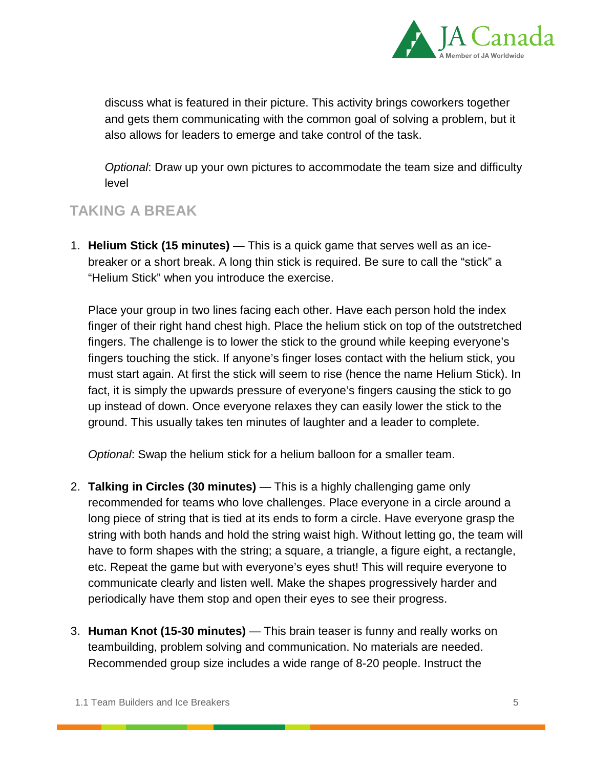discuss what is featured in their picture. This activity brings coworkers together and gets them communicating with the common goal of solving a problem, but it also allows for leaders to emerge and take control of the task.

*Optional*: Draw up your own pictures to accommodate the team size and difficulty level

## TAKING A BREAK

1. **Helium Stick (15 minutes)** — This is a quick game that serves well as an ice-breaker or a short break. A long thin stick is required. Be sure to call the "stick" a "Helium Stick" when you introduce the exercise.

   Place your group in two lines facing each other. Have each person hold the index finger of their right hand chest high. Place the helium stick on top of the outstretched fingers. The challenge is to lower the stick to the ground while keeping everyone's fingers touching the stick. If anyone's finger loses contact with the helium stick, you must start again. At first the stick will seem to rise (hence the name Helium Stick). In fact, it is simply the upwards pressure of everyone's fingers causing the stick to go up instead of down. Once everyone relaxes they can easily lower the stick to the ground. This usually takes ten minutes of laughter and a leader to complete.

   *Optional*: Swap the helium stick for a helium balloon for a smaller team.

2. **Talking in Circles (30 minutes)** — This is a highly challenging game only recommended for teams who love challenges. Place everyone in a circle around a long piece of string that is tied at its ends to form a circle. Have everyone grasp the string with both hands and hold the string waist high. Without letting go, the team will have to form shapes with the string; a square, a triangle, a figure eight, a rectangle, etc. Repeat the game but with everyone's eyes shut! This will require everyone to communicate clearly and listen well. Make the shapes progressively harder and periodically have them stop and open their eyes to see their progress.

3. **Human Knot (15-30 minutes)** — This brain teaser is funny and really works on teambuilding, problem solving and communication. No materials are needed. Recommended group size includes a wide range of 8-20 people. Instruct the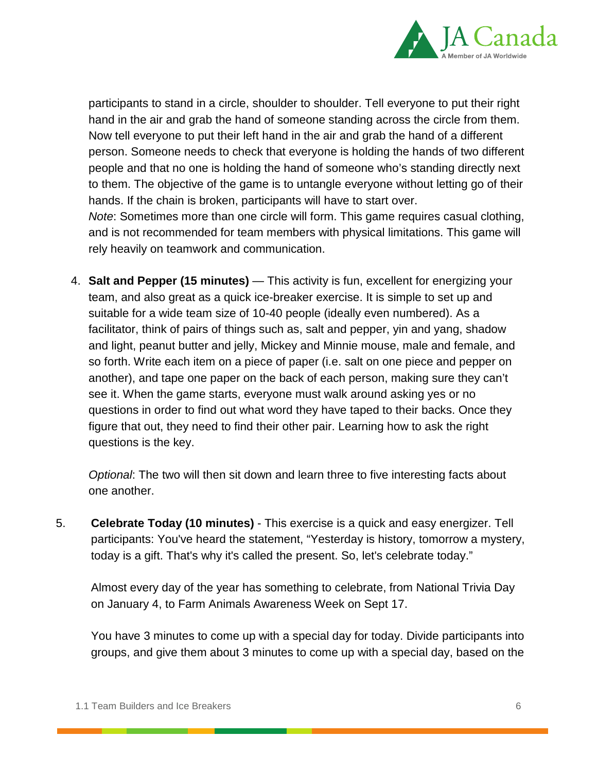participants to stand in a circle, shoulder to shoulder. Tell everyone to put their right hand in the air and grab the hand of someone standing across the circle from them. Now tell everyone to put their left hand in the air and grab the hand of a different person. Someone needs to check that everyone is holding the hands of two different people and that no one is holding the hand of someone who's standing directly next to them. The objective of the game is to untangle everyone without letting go of their hands. If the chain is broken, participants will have to start over.
*Note*: Sometimes more than one circle will form. This game requires casual clothing, and is not recommended for team members with physical limitations. This game will rely heavily on teamwork and communication.

4. **Salt and Pepper (15 minutes)** — This activity is fun, excellent for energizing your team, and also great as a quick ice-breaker exercise. It is simple to set up and suitable for a wide team size of 10-40 people (ideally even numbered). As a facilitator, think of pairs of things such as, salt and pepper, yin and yang, shadow and light, peanut butter and jelly, Mickey and Minnie mouse, male and female, and so forth. Write each item on a piece of paper (i.e. salt on one piece and pepper on another), and tape one paper on the back of each person, making sure they can't see it. When the game starts, everyone must walk around asking yes or no questions in order to find out what word they have taped to their backs. Once they figure that out, they need to find their other pair. Learning how to ask the right questions is the key.

   *Optional*: The two will then sit down and learn three to five interesting facts about one another.

5. **Celebrate Today (10 minutes)** - This exercise is a quick and easy energizer. Tell participants: You've heard the statement, "Yesterday is history, tomorrow a mystery, today is a gift. That's why it's called the present. So, let's celebrate today."

   Almost every day of the year has something to celebrate, from National Trivia Day on January 4, to Farm Animals Awareness Week on Sept 17.

   You have 3 minutes to come up with a special day for today. Divide participants into groups, and give them about 3 minutes to come up with a special day, based on the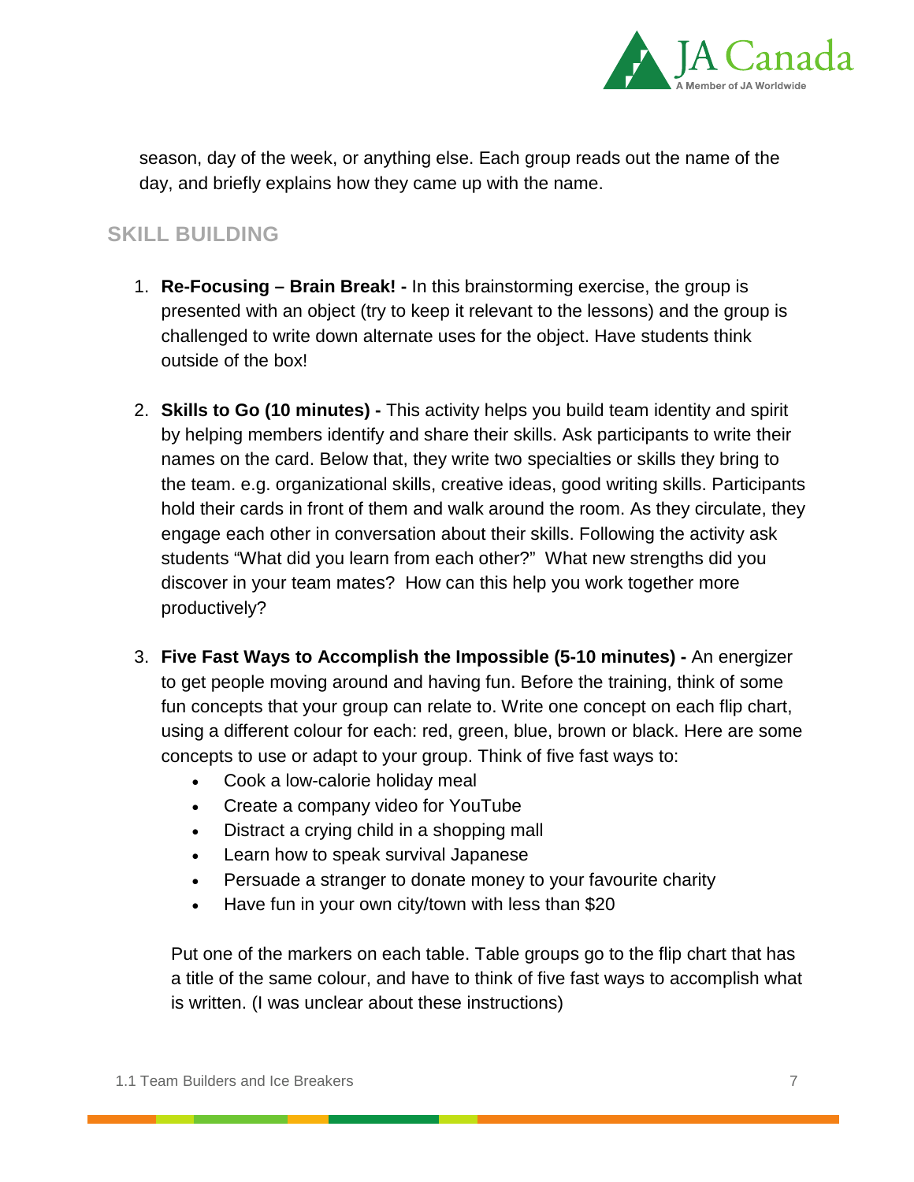season, day of the week, or anything else. Each group reads out the name of the day, and briefly explains how they came up with the name.

## SKILL BUILDING

1. **Re-Focusing – Brain Break! -** In this brainstorming exercise, the group is presented with an object (try to keep it relevant to the lessons) and the group is challenged to write down alternate uses for the object. Have students think outside of the box!

2. **Skills to Go (10 minutes) -** This activity helps you build team identity and spirit by helping members identify and share their skills. Ask participants to write their names on the card. Below that, they write two specialties or skills they bring to the team. e.g. organizational skills, creative ideas, good writing skills. Participants hold their cards in front of them and walk around the room. As they circulate, they engage each other in conversation about their skills. Following the activity ask students "What did you learn from each other?" What new strengths did you discover in your team mates? How can this help you work together more productively?

3. **Five Fast Ways to Accomplish the Impossible (5-10 minutes) -** An energizer to get people moving around and having fun. Before the training, think of some fun concepts that your group can relate to. Write one concept on each flip chart, using a different colour for each: red, green, blue, brown or black. Here are some concepts to use or adapt to your group. Think of five fast ways to:
    - Cook a low-calorie holiday meal
    - Create a company video for YouTube
    - Distract a crying child in a shopping mall
    - Learn how to speak survival Japanese
    - Persuade a stranger to donate money to your favourite charity
    - Have fun in your own city/town with less than $20

    Put one of the markers on each table. Table groups go to the flip chart that has a title of the same colour, and have to think of five fast ways to accomplish what is written. (I was unclear about these instructions)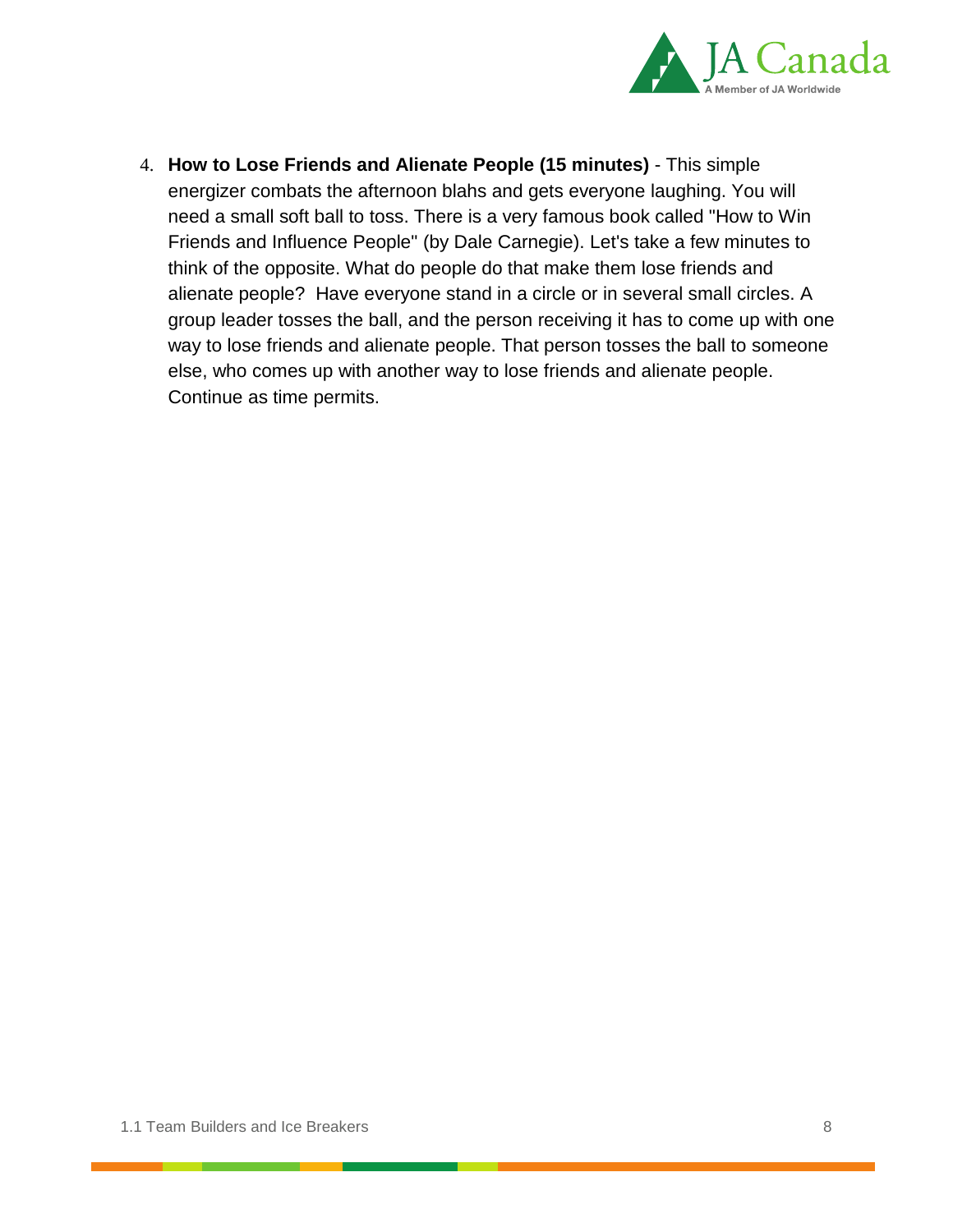4. **How to Lose Friends and Alienate People (15 minutes)** - This simple energizer combats the afternoon blahs and gets everyone laughing. You will need a small soft ball to toss. There is a very famous book called "How to Win Friends and Influence People" (by Dale Carnegie). Let's take a few minutes to think of the opposite. What do people do that make them lose friends and alienate people? Have everyone stand in a circle or in several small circles. A group leader tosses the ball, and the person receiving it has to come up with one way to lose friends and alienate people. That person tosses the ball to someone else, who comes up with another way to lose friends and alienate people. Continue as time permits.